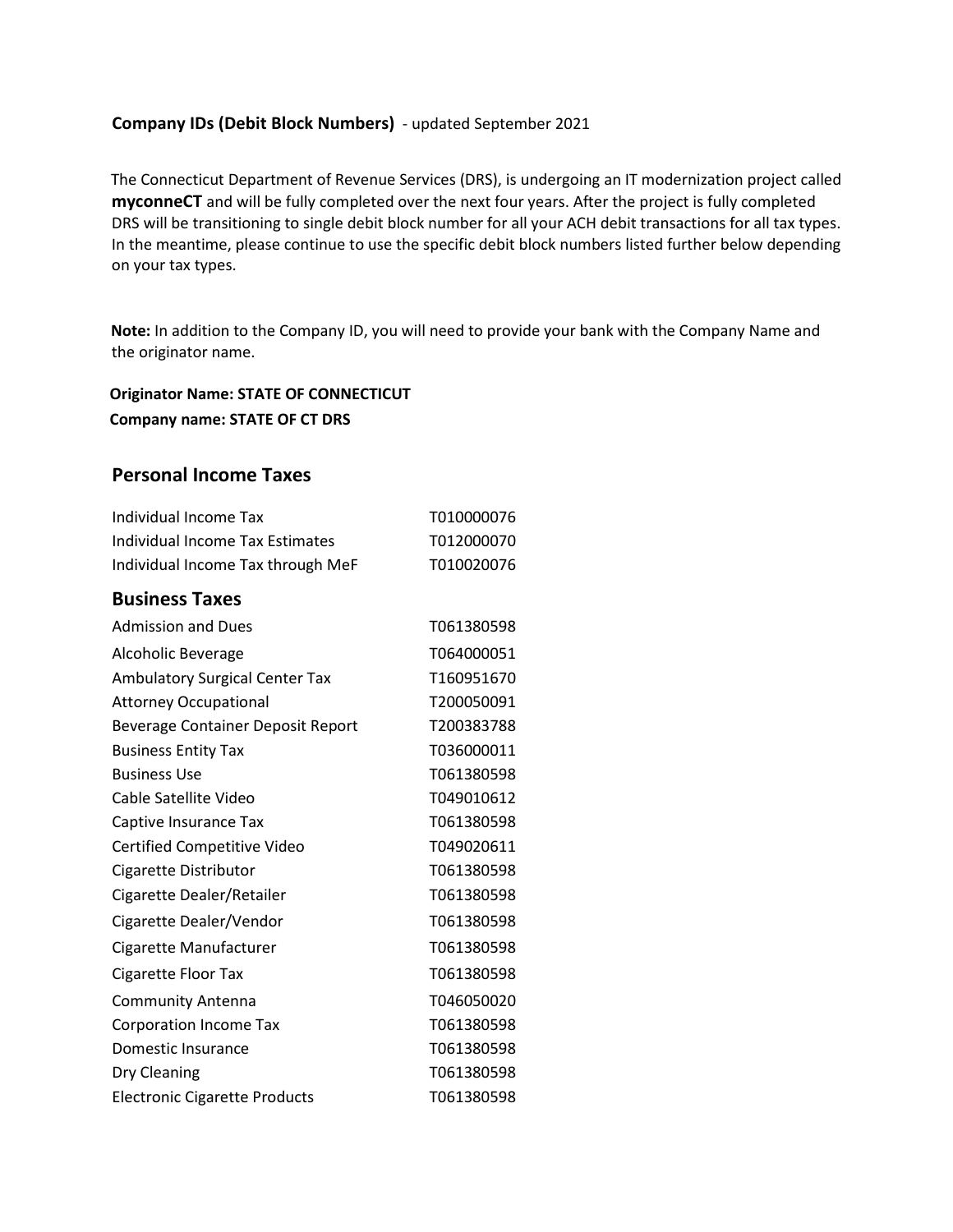**Company IDs (Debit Block Numbers)** - updated September 2021

The Connecticut Department of Revenue Services (DRS), is undergoing an IT modernization project called **myconneCT** and will be fully completed over the next four years. After the project is fully completed DRS will be transitioning to single debit block number for all your ACH debit transactions for all tax types. In the meantime, please continue to use the specific debit block numbers listed further below depending on your tax types.

**Note:** In addition to the Company ID, you will need to provide your bank with the Company Name and the originator name.

**Originator Name: STATE OF CONNECTICUT**

**Company name: STATE OF CT DRS**

## Personal Income Taxes

| | |
|---|---|
| Individual Income Tax | T010000076 |
| Individual Income Tax Estimates | T012000070 |
| Individual Income Tax through MeF | T010020076 |

## Business Taxes

| | |
|---|---|
| Admission and Dues | T061380598 |
| Alcoholic Beverage | T064000051 |
| Ambulatory Surgical Center Tax | T160951670 |
| Attorney Occupational | T200050091 |
| Beverage Container Deposit Report | T200383788 |
| Business Entity Tax | T036000011 |
| Business Use | T061380598 |
| Cable Satellite Video | T049010612 |
| Captive Insurance Tax | T061380598 |
| Certified Competitive Video | T049020611 |
| Cigarette Distributor | T061380598 |
| Cigarette Dealer/Retailer | T061380598 |
| Cigarette Dealer/Vendor | T061380598 |
| Cigarette Manufacturer | T061380598 |
| Cigarette Floor Tax | T061380598 |
| Community Antenna | T046050020 |
| Corporation Income Tax | T061380598 |
| Domestic Insurance | T061380598 |
| Dry Cleaning | T061380598 |
| Electronic Cigarette Products | T061380598 |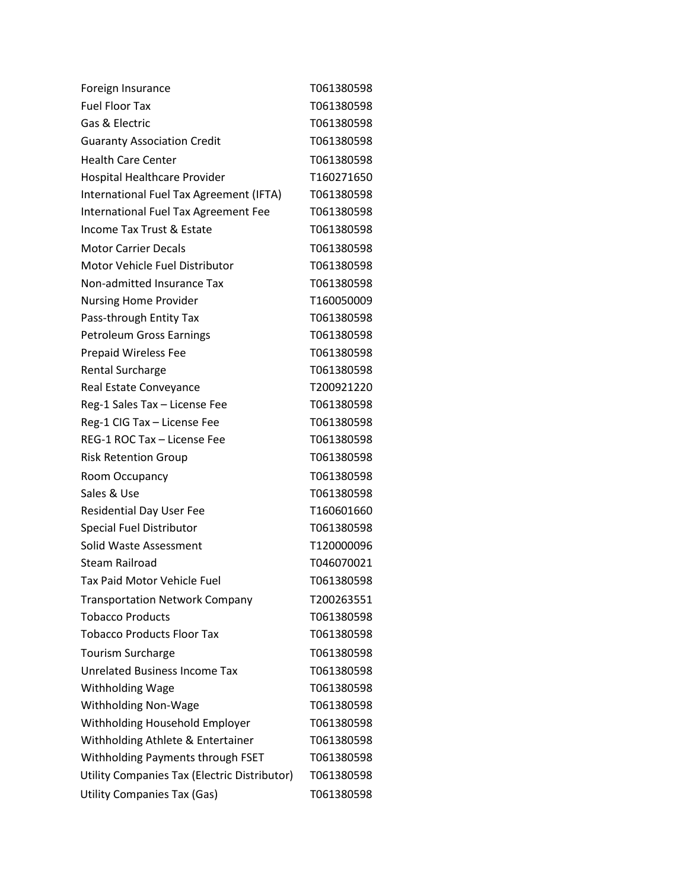| | |
|---|---|
| Foreign Insurance | T061380598 |
| Fuel Floor Tax | T061380598 |
| Gas & Electric | T061380598 |
| Guaranty Association Credit | T061380598 |
| Health Care Center | T061380598 |
| Hospital Healthcare Provider | T160271650 |
| International Fuel Tax Agreement (IFTA) | T061380598 |
| International Fuel Tax Agreement Fee | T061380598 |
| Income Tax Trust & Estate | T061380598 |
| Motor Carrier Decals | T061380598 |
| Motor Vehicle Fuel Distributor | T061380598 |
| Non-admitted Insurance Tax | T061380598 |
| Nursing Home Provider | T160050009 |
| Pass-through Entity Tax | T061380598 |
| Petroleum Gross Earnings | T061380598 |
| Prepaid Wireless Fee | T061380598 |
| Rental Surcharge | T061380598 |
| Real Estate Conveyance | T200921220 |
| Reg-1 Sales Tax – License Fee | T061380598 |
| Reg-1 CIG Tax – License Fee | T061380598 |
| REG-1 ROC Tax – License Fee | T061380598 |
| Risk Retention Group | T061380598 |
| Room Occupancy | T061380598 |
| Sales & Use | T061380598 |
| Residential Day User Fee | T160601660 |
| Special Fuel Distributor | T061380598 |
| Solid Waste Assessment | T120000096 |
| Steam Railroad | T046070021 |
| Tax Paid Motor Vehicle Fuel | T061380598 |
| Transportation Network Company | T200263551 |
| Tobacco Products | T061380598 |
| Tobacco Products Floor Tax | T061380598 |
| Tourism Surcharge | T061380598 |
| Unrelated Business Income Tax | T061380598 |
| Withholding Wage | T061380598 |
| Withholding Non-Wage | T061380598 |
| Withholding Household Employer | T061380598 |
| Withholding Athlete & Entertainer | T061380598 |
| Withholding Payments through FSET | T061380598 |
| Utility Companies Tax (Electric Distributor) | T061380598 |
| Utility Companies Tax (Gas) | T061380598 |